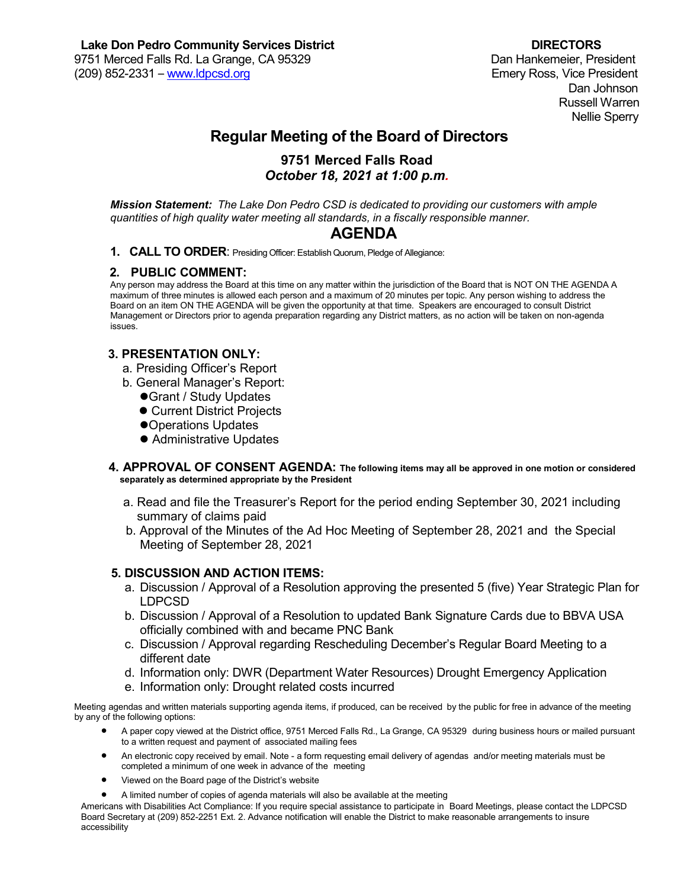**Lake Don Pedro Community Services District**
9751 Merced Falls Rd. La Grange, CA 95329
(209) 852-2331 – www.ldpcsd.org

**DIRECTORS**
Dan Hankemeier, President
Emery Ross, Vice President
Dan Johnson
Russell Warren
Nellie Sperry

# Regular Meeting of the Board of Directors

### 9751 Merced Falls Road
### *October 18, 2021 at 1:00 p.m.*

***Mission Statement:*** *The Lake Don Pedro CSD is dedicated to providing our customers with ample quantities of high quality water meeting all standards, in a fiscally responsible manner.*

## AGENDA

**1. CALL TO ORDER**: Presiding Officer: Establish Quorum, Pledge of Allegiance:

**2. PUBLIC COMMENT:**

Any person may address the Board at this time on any matter within the jurisdiction of the Board that is NOT ON THE AGENDA A maximum of three minutes is allowed each person and a maximum of 20 minutes per topic. Any person wishing to address the Board on an item ON THE AGENDA will be given the opportunity at that time. Speakers are encouraged to consult District Management or Directors prior to agenda preparation regarding any District matters, as no action will be taken on non-agenda issues.

**3. PRESENTATION ONLY:**

a. Presiding Officer's Report
b. General Manager's Report:
- Grant / Study Updates
- Current District Projects
- Operations Updates
- Administrative Updates

**4. APPROVAL OF CONSENT AGENDA: The following items may all be approved in one motion or considered separately as determined appropriate by the President**

a. Read and file the Treasurer's Report for the period ending September 30, 2021 including summary of claims paid
b. Approval of the Minutes of the Ad Hoc Meeting of September 28, 2021 and the Special Meeting of September 28, 2021

**5. DISCUSSION AND ACTION ITEMS:**

a. Discussion / Approval of a Resolution approving the presented 5 (five) Year Strategic Plan for LDPCSD
b. Discussion / Approval of a Resolution to updated Bank Signature Cards due to BBVA USA officially combined with and became PNC Bank
c. Discussion / Approval regarding Rescheduling December's Regular Board Meeting to a different date
d. Information only: DWR (Department Water Resources) Drought Emergency Application
e. Information only: Drought related costs incurred

Meeting agendas and written materials supporting agenda items, if produced, can be received by the public for free in advance of the meeting by any of the following options:

- A paper copy viewed at the District office, 9751 Merced Falls Rd., La Grange, CA 95329 during business hours or mailed pursuant to a written request and payment of associated mailing fees
- An electronic copy received by email. Note - a form requesting email delivery of agendas and/or meeting materials must be completed a minimum of one week in advance of the meeting
- Viewed on the Board page of the District's website
- A limited number of copies of agenda materials will also be available at the meeting

Americans with Disabilities Act Compliance: If you require special assistance to participate in Board Meetings, please contact the LDPCSD Board Secretary at (209) 852-2251 Ext. 2. Advance notification will enable the District to make reasonable arrangements to insure accessibility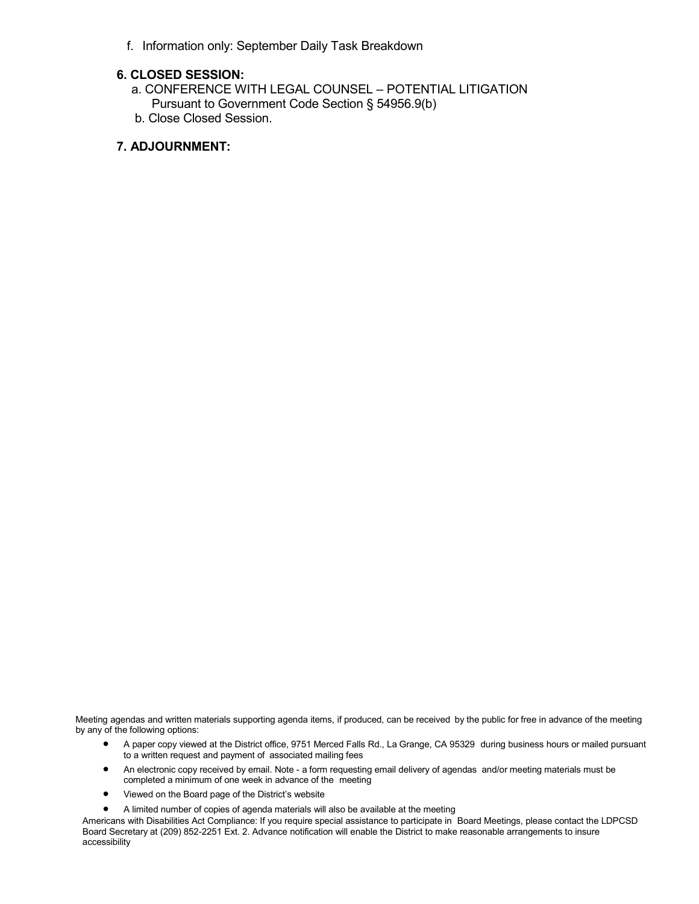f. Information only: September Daily Task Breakdown

**6. CLOSED SESSION:**

a. CONFERENCE WITH LEGAL COUNSEL – POTENTIAL LITIGATION
Pursuant to Government Code Section § 54956.9(b)

b. Close Closed Session.

**7. ADJOURNMENT:**

Meeting agendas and written materials supporting agenda items, if produced, can be received by the public for free in advance of the meeting by any of the following options:

- A paper copy viewed at the District office, 9751 Merced Falls Rd., La Grange, CA 95329 during business hours or mailed pursuant to a written request and payment of associated mailing fees
- An electronic copy received by email. Note - a form requesting email delivery of agendas and/or meeting materials must be completed a minimum of one week in advance of the meeting
- Viewed on the Board page of the District's website
- A limited number of copies of agenda materials will also be available at the meeting

Americans with Disabilities Act Compliance: If you require special assistance to participate in Board Meetings, please contact the LDPCSD Board Secretary at (209) 852-2251 Ext. 2. Advance notification will enable the District to make reasonable arrangements to insure accessibility